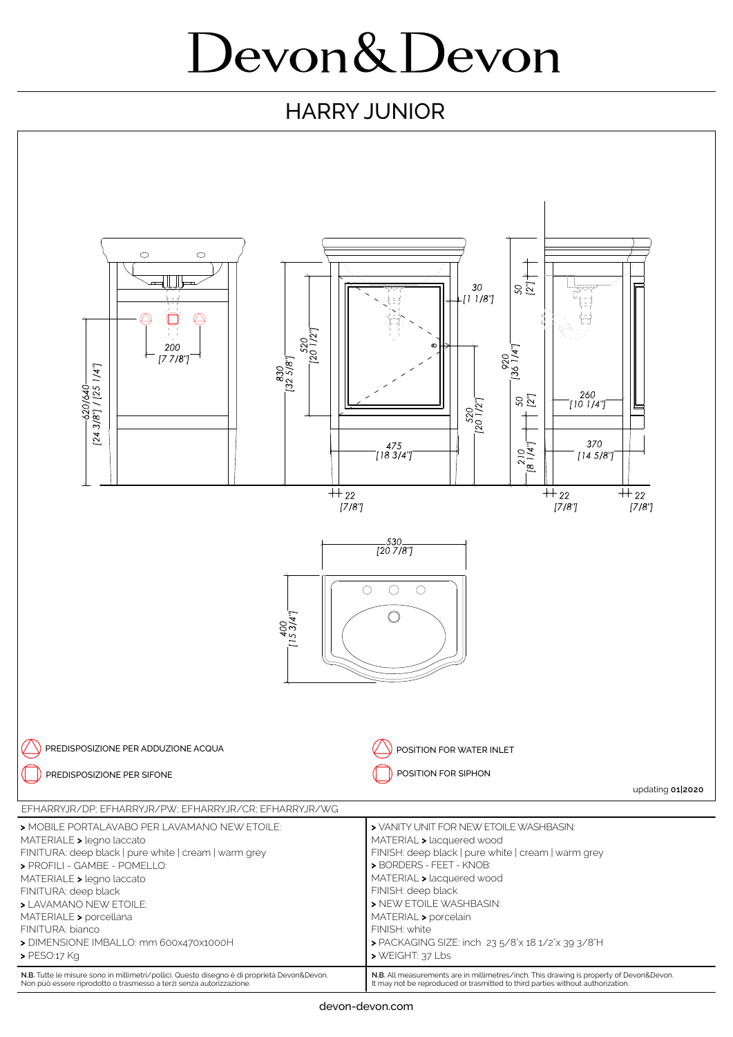# Devon&Devon

## HARRY JUNIOR

200 [7 7/8"]

620/640 [24 3/8"] / [25 1/4"]

830 [32 5/8"]

520 [20 1/2"]

30 [1 1/8"]

520 [20 1/2"]

475 [18 3/4"]

22 [7/8"]

50 [2"]

920 [36 1/4"]

50 [2"]

210 [8 1/4"]

260 [10 1/4"]

370 [14 5/8"]

22 [7/8"]

22 [7/8"]

530 [20 7/8"]

400 [15 3/4"]

PREDISPOSIZIONE PER ADDUZIONE ACQUA

PREDISPOSIZIONE PER SIFONE

POSITION FOR WATER INLET

POSITION FOR SIPHON

updating **01|2020**

EFHARRYJR/DP; EFHARRYJR/PW; EFHARRYJR/CR; EFHARRYJR/WG

| | |
|---|---|
| **>** MOBILE PORTALAVABO PER LAVAMANO NEW ETOILE:<br>MATERIALE **>** legno laccato<br>FINITURA: deep black \| pure white \| cream \| warm grey<br>**>** PROFILI - GAMBE - POMELLO:<br>MATERIALE **>** legno laccato<br>FINITURA: deep black<br>**>** LAVAMANO NEW ETOILE:<br>MATERIALE **>** porcellana<br>FINITURA: bianco<br>**>** DIMENSIONE IMBALLO: mm 600x470x1000H<br>**>** PESO:17 Kg | **>** VANITY UNIT FOR NEW ETOILE WASHBASIN:<br>MATERIAL **>** lacquered wood<br>FINISH: deep black \| pure white \| cream \| warm grey<br>**>** BORDERS - FEET - KNOB:<br>MATERIAL **>** lacquered wood<br>FINISH: deep black<br>**>** NEW ETOILE WASHBASIN:<br>MATERIAL **>** porcelain<br>FINISH: white<br>**>** PACKAGING SIZE: inch 23 5/8"x 18 1/2"x 39 3/8"H<br>**>** WEIGHT: 37 Lbs |
| **N.B.** Tutte le misure sono in millimetri/pollici. Questo disegno è di proprietà Devon&Devon. Non può essere riprodotto o trasmesso a terzi senza autorizzazione. | **N.B.** All measurements are in millimetres/inch. This drawing is property of Devon&Devon. It may not be reproduced or trasmitted to third parties without authorization. |

devon-devon.com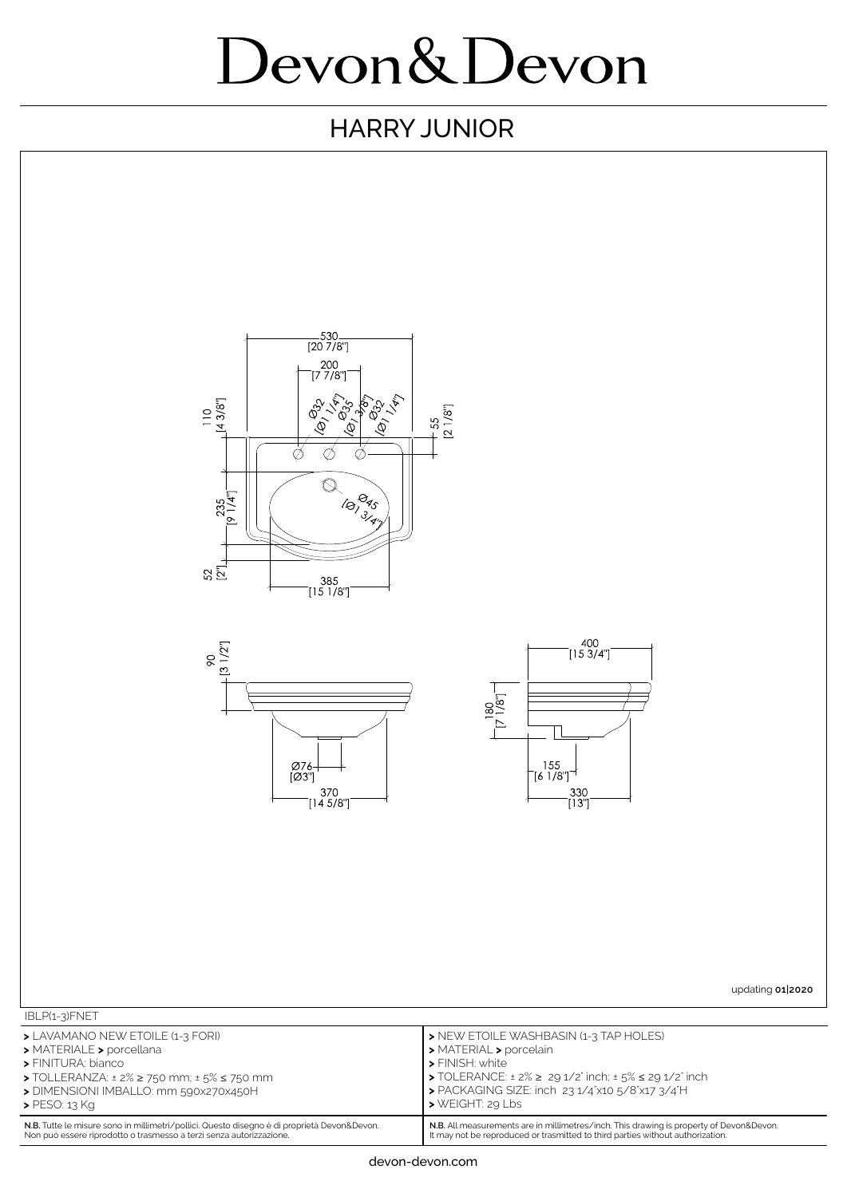# Devon&Devon

## HARRY JUNIOR

530
[20 7/8"]
200
[7 7/8"]
Ø32 [Ø1 1/4"]
Ø35 [Ø1 3/8"]
Ø32 [Ø1 1/4"]
110
[4 3/8"]
55
[2 1/8"]
235
[9 1/4"]
Ø45
[Ø1 3/4"]
52
[2"]
385
[15 1/8"]

90
[3 1/2"]
Ø76
[Ø3"]
370
[14 5/8"]

400
[15 3/4"]
180
[7 1/8"]
155
[6 1/8"]
330
[13"]

updating **01|2020**

IBLP(1-3)FNET

| | |
|---|---|
| > LAVAMANO NEW ETOILE (1-3 FORI)<br>> MATERIALE > porcellana<br>> FINITURA: bianco<br>> TOLLERANZA: ± 2% ≥ 750 mm; ± 5% ≤ 750 mm<br>> DIMENSIONI IMBALLO: mm 590x270x450H<br>> PESO: 13 Kg | > NEW ETOILE WASHBASIN (1-3 TAP HOLES)<br>> MATERIAL > porcelain<br>> FINISH: white<br>> TOLERANCE: ± 2% ≥ 29 1/2" inch; ± 5% ≤ 29 1/2" inch<br>> PACKAGING SIZE: inch 23 1/4"x10 5/8"x17 3/4"H<br>> WEIGHT: 29 Lbs |
| **N.B.** Tutte le misure sono in millimetri/pollici. Questo disegno è di proprietà Devon&Devon. Non può essere riprodotto o trasmesso a terzi senza autorizzazione. | **N.B.** All measurements are in millimetres/inch. This drawing is property of Devon&Devon. It may not be reproduced or trasmitted to third parties without authorization. |

devon-devon.com